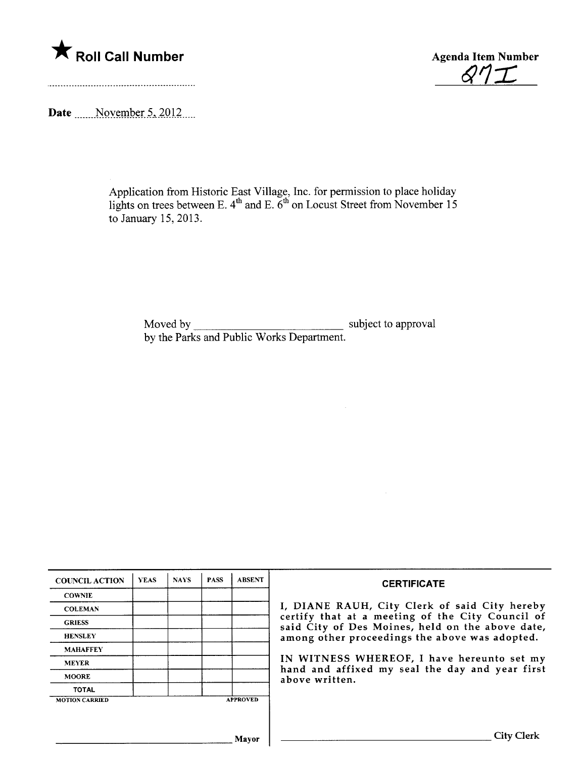★ **Roll Call Number**

**Agenda Item Number**

27I

**Date** November 5, 2012

Application from Historic East Village, Inc. for permission to place holiday lights on trees between E. $4^{th}$ and E. $6^{th}$ on Locust Street from November 15 to January 15, 2013.

Moved by \_\_\_\_\_\_\_\_\_\_\_\_\_\_\_\_\_\_\_\_\_\_\_\_\_\_ subject to approval by the Parks and Public Works Department.

| COUNCIL ACTION | YEAS | NAYS | PASS | ABSENT |
|---|---|---|---|---|
| COWNIE | | | | |
| COLEMAN | | | | |
| GRIESS | | | | |
| HENSLEY | | | | |
| MAHAFFEY | | | | |
| MEYER | | | | |
| MOORE | | | | |
| TOTAL | | | | |

MOTION CARRIED APPROVED

\_\_\_\_\_\_\_\_\_\_\_\_\_\_\_\_\_\_\_\_\_\_\_\_\_\_ Mayor

**CERTIFICATE**

I, DIANE RAUH, City Clerk of said City hereby certify that at a meeting of the City Council of said City of Des Moines, held on the above date, among other proceedings the above was adopted.

IN WITNESS WHEREOF, I have hereunto set my hand and affixed my seal the day and year first above written.

\_\_\_\_\_\_\_\_\_\_\_\_\_\_\_\_\_\_\_\_\_\_\_\_\_\_ City Clerk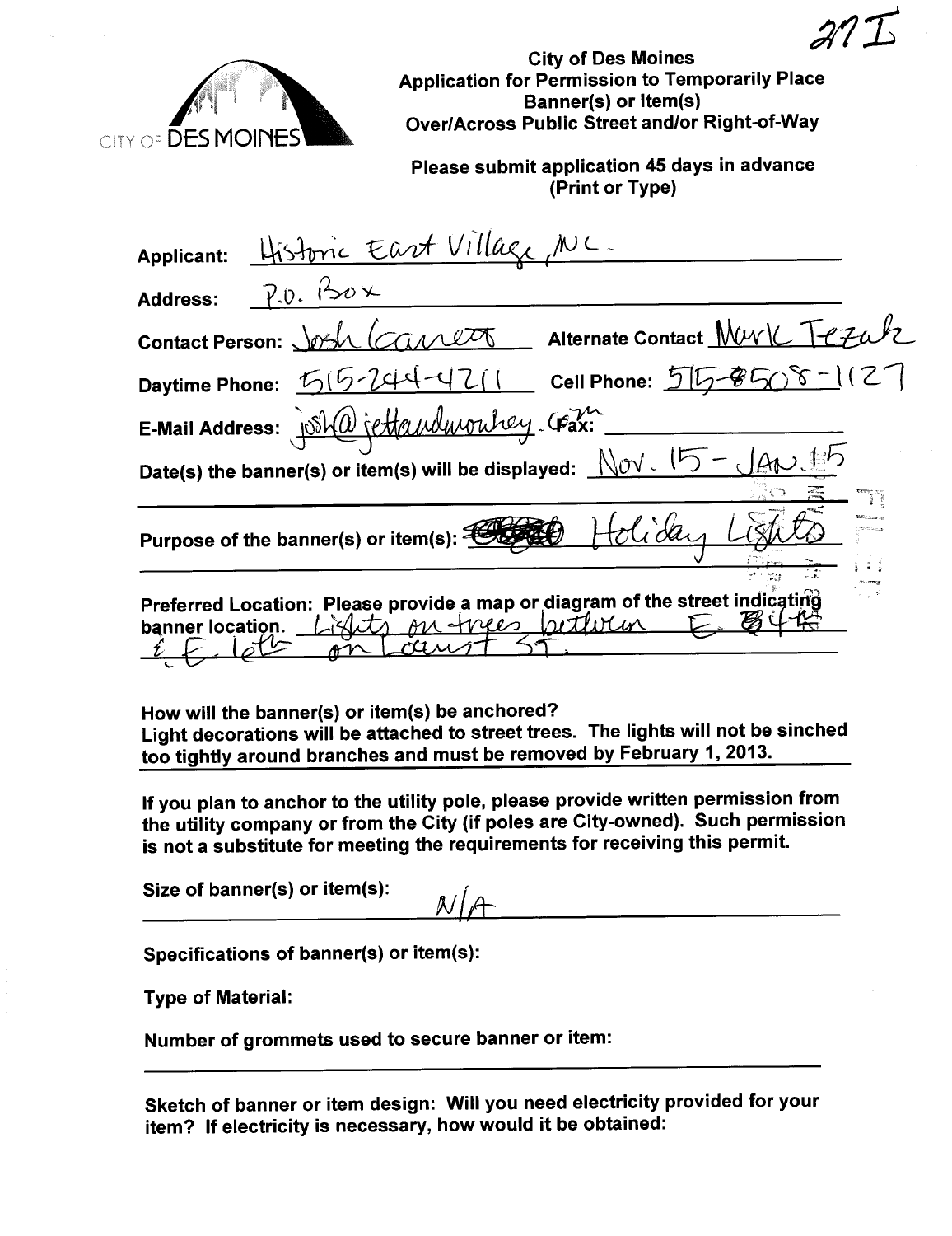27I

CITY OF DES MOINES

**City of Des Moines**
**Application for Permission to Temporarily Place Banner(s) or Item(s) Over/Across Public Street and/or Right-of-Way**

**Please submit application 45 days in advance (Print or Type)**

**Applicant:** Historic East Village, INC.

**Address:** P.O. Box

**Contact Person:** Josh Garrett **Alternate Contact** Mark Tezak

**Daytime Phone:** 515-244-4211 **Cell Phone:** 515-508-1127

**E-Mail Address:** josh@jettandmoney.com **Fax:**

**Date(s) the banner(s) or item(s) will be displayed:** Nov. 15 - JAN. 15

**Purpose of the banner(s) or item(s):** Holiday Lights

**Preferred Location: Please provide a map or diagram of the street indicating banner location.** Lights on trees between E. 4th & E. 6th on Locust ST.

**How will the banner(s) or item(s) be anchored?**
**Light decorations will be attached to street trees. The lights will not be sinched too tightly around branches and must be removed by February 1, 2013.**

**If you plan to anchor to the utility pole, please provide written permission from the utility company or from the City (if poles are City-owned). Such permission is not a substitute for meeting the requirements for receiving this permit.**

**Size of banner(s) or item(s):** N/A

**Specifications of banner(s) or item(s):**

**Type of Material:**

**Number of grommets used to secure banner or item:**

**Sketch of banner or item design: Will you need electricity provided for your item? If electricity is necessary, how would it be obtained:**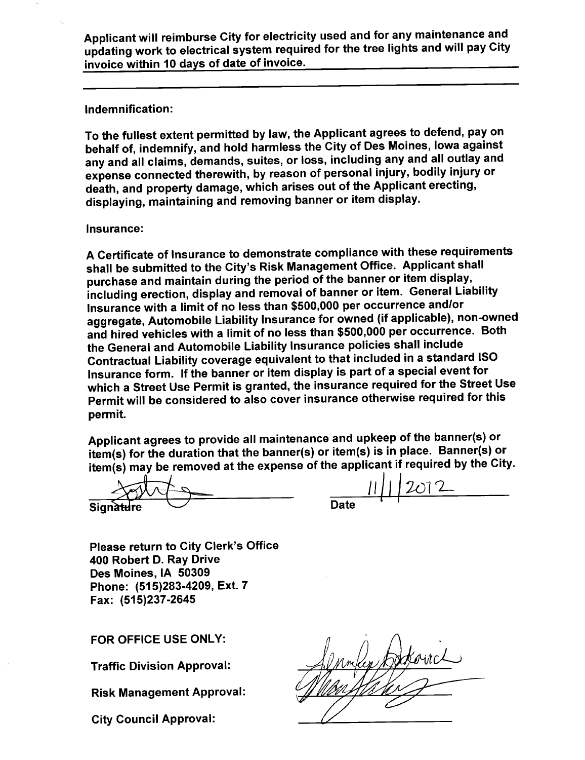Applicant will reimburse City for electricity used and for any maintenance and updating work to electrical system required for the tree lights and will pay City invoice within 10 days of date of invoice.

---

Indemnification:

To the fullest extent permitted by law, the Applicant agrees to defend, pay on behalf of, indemnify, and hold harmless the City of Des Moines, Iowa against any and all claims, demands, suites, or loss, including any and all outlay and expense connected therewith, by reason of personal injury, bodily injury or death, and property damage, which arises out of the Applicant erecting, displaying, maintaining and removing banner or item display.

Insurance:

A Certificate of Insurance to demonstrate compliance with these requirements shall be submitted to the City's Risk Management Office. Applicant shall purchase and maintain during the period of the banner or item display, including erection, display and removal of banner or item. General Liability Insurance with a limit of no less than $500,000 per occurrence and/or aggregate, Automobile Liability Insurance for owned (if applicable), non-owned and hired vehicles with a limit of no less than $500,000 per occurrence. Both the General and Automobile Liability Insurance policies shall include Contractual Liability coverage equivalent to that included in a standard ISO Insurance form. If the banner or item display is part of a special event for which a Street Use Permit is granted, the insurance required for the Street Use Permit will be considered to also cover insurance otherwise required for this permit.

Applicant agrees to provide all maintenance and upkeep of the banner(s) or item(s) for the duration that the banner(s) or item(s) is in place. Banner(s) or item(s) may be removed at the expense of the applicant if required by the City.

Signature: [signature]　　　　Date: 11/1/2012

Please return to City Clerk's Office
400 Robert D. Ray Drive
Des Moines, IA 50309
Phone: (515)283-4209, Ext. 7
Fax: (515)237-2645

FOR OFFICE USE ONLY:

Traffic Division Approval: [signature]

Risk Management Approval: [signature]

City Council Approval: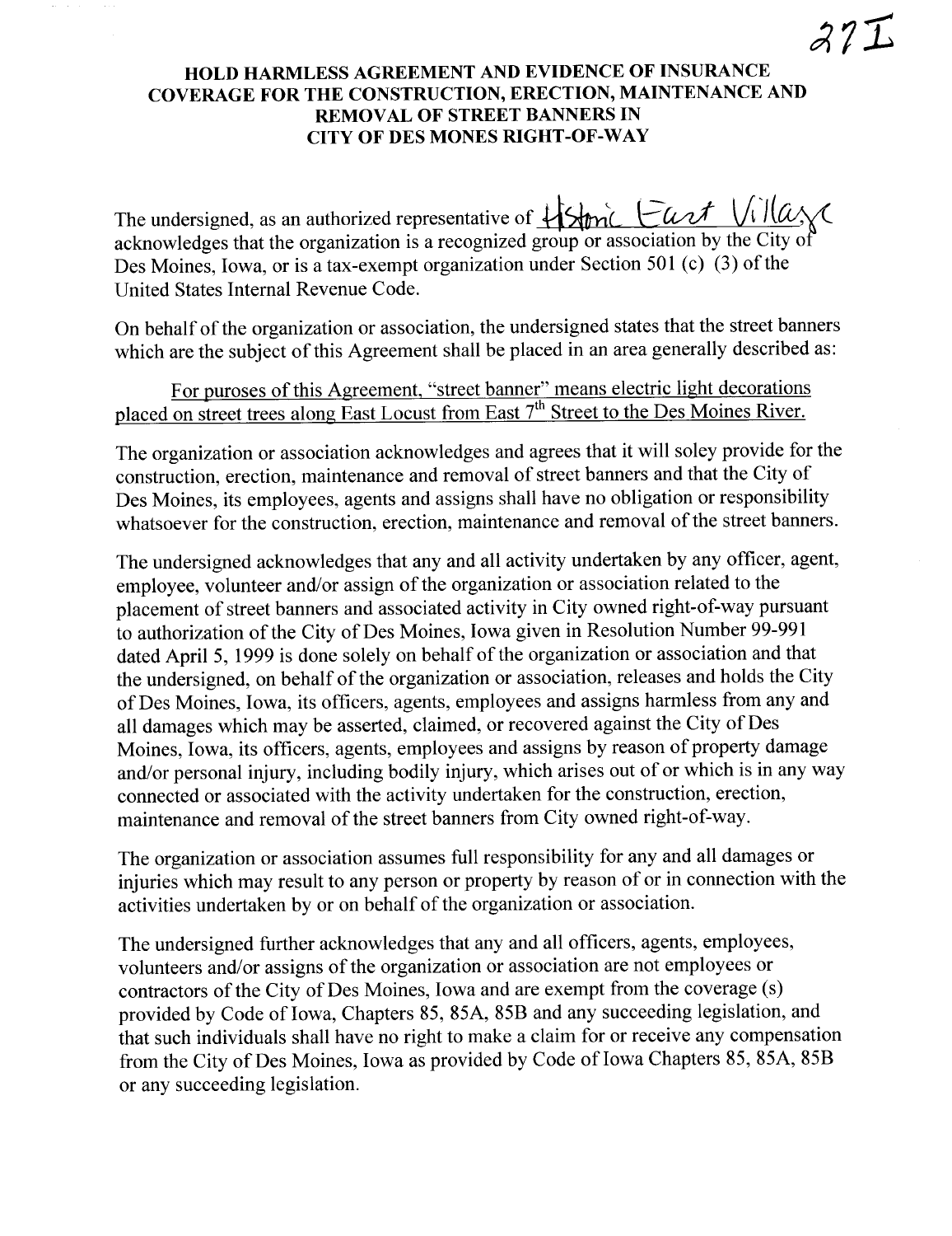27I

# HOLD HARMLESS AGREEMENT AND EVIDENCE OF INSURANCE COVERAGE FOR THE CONSTRUCTION, ERECTION, MAINTENANCE AND REMOVAL OF STREET BANNERS IN CITY OF DES MONES RIGHT-OF-WAY

The undersigned, as an authorized representative of Historic East Village acknowledges that the organization is a recognized group or association by the City of Des Moines, Iowa, or is a tax-exempt organization under Section 501 (c) (3) of the United States Internal Revenue Code.

On behalf of the organization or association, the undersigned states that the street banners which are the subject of this Agreement shall be placed in an area generally described as:

For puroses of this Agreement, "street banner" means electric light decorations placed on street trees along East Locust from East 7th Street to the Des Moines River.

The organization or association acknowledges and agrees that it will soley provide for the construction, erection, maintenance and removal of street banners and that the City of Des Moines, its employees, agents and assigns shall have no obligation or responsibility whatsoever for the construction, erection, maintenance and removal of the street banners.

The undersigned acknowledges that any and all activity undertaken by any officer, agent, employee, volunteer and/or assign of the organization or association related to the placement of street banners and associated activity in City owned right-of-way pursuant to authorization of the City of Des Moines, Iowa given in Resolution Number 99-991 dated April 5, 1999 is done solely on behalf of the organization or association and that the undersigned, on behalf of the organization or association, releases and holds the City of Des Moines, Iowa, its officers, agents, employees and assigns harmless from any and all damages which may be asserted, claimed, or recovered against the City of Des Moines, Iowa, its officers, agents, employees and assigns by reason of property damage and/or personal injury, including bodily injury, which arises out of or which is in any way connected or associated with the activity undertaken for the construction, erection, maintenance and removal of the street banners from City owned right-of-way.

The organization or association assumes full responsibility for any and all damages or injuries which may result to any person or property by reason of or in connection with the activities undertaken by or on behalf of the organization or association.

The undersigned further acknowledges that any and all officers, agents, employees, volunteers and/or assigns of the organization or association are not employees or contractors of the City of Des Moines, Iowa and are exempt from the coverage (s) provided by Code of Iowa, Chapters 85, 85A, 85B and any succeeding legislation, and that such individuals shall have no right to make a claim for or receive any compensation from the City of Des Moines, Iowa as provided by Code of Iowa Chapters 85, 85A, 85B or any succeeding legislation.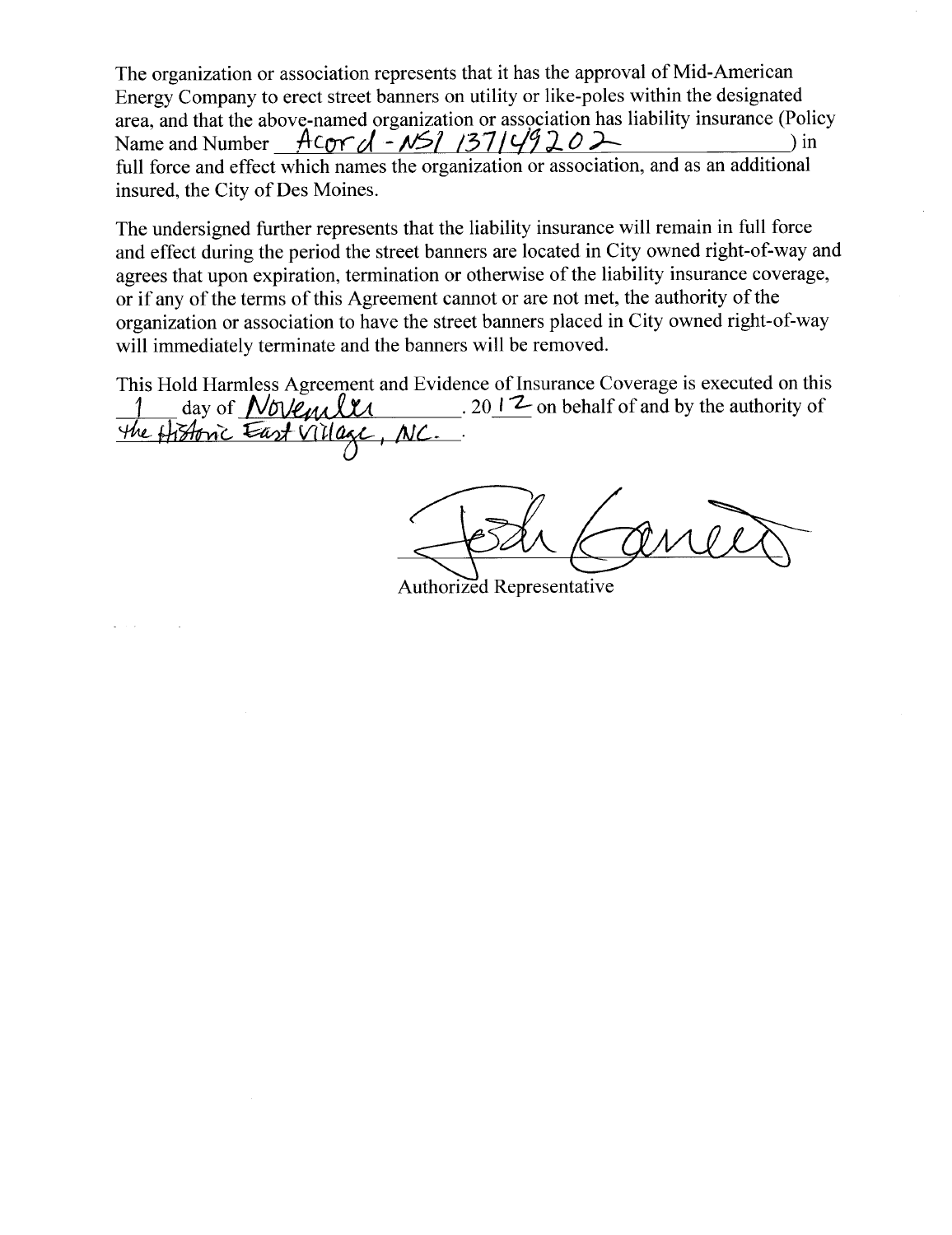The organization or association represents that it has the approval of Mid-American Energy Company to erect street banners on utility or like-poles within the designated area, and that the above-named organization or association has liability insurance (Policy Name and Number Acord - NSI 13714920 2) in full force and effect which names the organization or association, and as an additional insured, the City of Des Moines.

The undersigned further represents that the liability insurance will remain in full force and effect during the period the street banners are located in City owned right-of-way and agrees that upon expiration, termination or otherwise of the liability insurance coverage, or if any of the terms of this Agreement cannot or are not met, the authority of the organization or association to have the street banners placed in City owned right-of-way will immediately terminate and the banners will be removed.

This Hold Harmless Agreement and Evidence of Insurance Coverage is executed on this 1 day of November, 2012 on behalf of and by the authority of the Historic East Village, INC..

Authorized Representative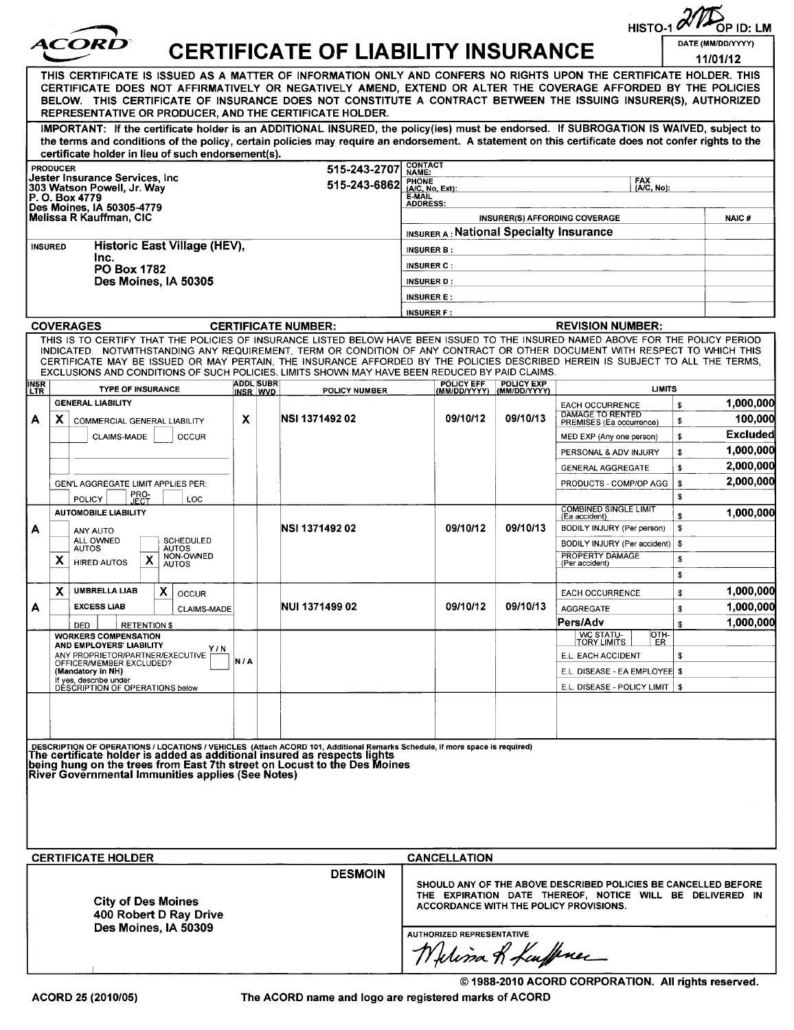HISTO-1 2ND OP ID: LM

# ACORD CERTIFICATE OF LIABILITY INSURANCE

DATE (MM/DD/YYYY) 11/01/12

THIS CERTIFICATE IS ISSUED AS A MATTER OF INFORMATION ONLY AND CONFERS NO RIGHTS UPON THE CERTIFICATE HOLDER. THIS CERTIFICATE DOES NOT AFFIRMATIVELY OR NEGATIVELY AMEND, EXTEND OR ALTER THE COVERAGE AFFORDED BY THE POLICIES BELOW. THIS CERTIFICATE OF INSURANCE DOES NOT CONSTITUTE A CONTRACT BETWEEN THE ISSUING INSURER(S), AUTHORIZED REPRESENTATIVE OR PRODUCER, AND THE CERTIFICATE HOLDER.

IMPORTANT: If the certificate holder is an ADDITIONAL INSURED, the policy(ies) must be endorsed. If SUBROGATION IS WAIVED, subject to the terms and conditions of the policy, certain policies may require an endorsement. A statement on this certificate does not confer rights to the certificate holder in lieu of such endorsement(s).

**PRODUCER**
Jester Insurance Services, Inc
303 Watson Powell, Jr. Way
P. O. Box 4779
Des Moines, IA 50305-4779
Melissa R Kauffman, CIC
515-243-2707
515-243-6862

CONTACT NAME:
PHONE (A/C, No, Ext):
FAX (A/C, No):
E-MAIL ADDRESS:

| INSURER(S) AFFORDING COVERAGE | NAIC # |
|---|---|
| INSURER A : National Specialty Insurance | |
| INSURER B : | |
| INSURER C : | |
| INSURER D : | |
| INSURER E : | |
| INSURER F : | |

**INSURED**
Historic East Village (HEV), Inc.
PO Box 1782
Des Moines, IA 50305

**COVERAGES** CERTIFICATE NUMBER: REVISION NUMBER:

THIS IS TO CERTIFY THAT THE POLICIES OF INSURANCE LISTED BELOW HAVE BEEN ISSUED TO THE INSURED NAMED ABOVE FOR THE POLICY PERIOD INDICATED. NOTWITHSTANDING ANY REQUIREMENT, TERM OR CONDITION OF ANY CONTRACT OR OTHER DOCUMENT WITH RESPECT TO WHICH THIS CERTIFICATE MAY BE ISSUED OR MAY PERTAIN, THE INSURANCE AFFORDED BY THE POLICIES DESCRIBED HEREIN IS SUBJECT TO ALL THE TERMS, EXCLUSIONS AND CONDITIONS OF SUCH POLICIES. LIMITS SHOWN MAY HAVE BEEN REDUCED BY PAID CLAIMS.

| INSR LTR | TYPE OF INSURANCE | ADDL INSR | SUBR WVD | POLICY NUMBER | POLICY EFF (MM/DD/YYYY) | POLICY EXP (MM/DD/YYYY) | LIMITS | |
|---|---|---|---|---|---|---|---|---|
| A | GENERAL LIABILITY: X COMMERCIAL GENERAL LIABILITY; CLAIMS-MADE / OCCUR; GEN'L AGGREGATE LIMIT APPLIES PER: POLICY / PRO-JECT / LOC | X | | NSI 1371492 02 | 09/10/12 | 09/10/13 | EACH OCCURRENCE | $ 1,000,000 |
| | | | | | | | DAMAGE TO RENTED PREMISES (Ea occurrence) | $ 100,000 |
| | | | | | | | MED EXP (Any one person) | $ Excluded |
| | | | | | | | PERSONAL & ADV INJURY | $ 1,000,000 |
| | | | | | | | GENERAL AGGREGATE | $ 2,000,000 |
| | | | | | | | PRODUCTS - COMP/OP AGG | $ 2,000,000 |
| A | AUTOMOBILE LIABILITY: ANY AUTO; ALL OWNED AUTOS; SCHEDULED AUTOS; X HIRED AUTOS; X NON-OWNED AUTOS | | | NSI 1371492 02 | 09/10/12 | 09/10/13 | COMBINED SINGLE LIMIT (Ea accident) | $ 1,000,000 |
| | | | | | | | BODILY INJURY (Per person) | $ |
| | | | | | | | BODILY INJURY (Per accident) | $ |
| | | | | | | | PROPERTY DAMAGE (Per accident) | $ |
| A | X UMBRELLA LIAB; X OCCUR; EXCESS LIAB; CLAIMS-MADE; DED; RETENTION $ | | | NUI 1371499 02 | 09/10/12 | 09/10/13 | EACH OCCURRENCE | $ 1,000,000 |
| | | | | | | | AGGREGATE | $ 1,000,000 |
| | | | | | | | Pers/Adv | $ 1,000,000 |
| | WORKERS COMPENSATION AND EMPLOYERS' LIABILITY Y/N; ANY PROPRIETOR/PARTNER/EXECUTIVE OFFICER/MEMBER EXCLUDED? (Mandatory in NH) If yes, describe under DESCRIPTION OF OPERATIONS below | N/A | | | | | WC STATU-TORY LIMITS / OTH-ER | |
| | | | | | | | E.L. EACH ACCIDENT | $ |
| | | | | | | | E.L. DISEASE - EA EMPLOYEE | $ |
| | | | | | | | E.L. DISEASE - POLICY LIMIT | $ |

DESCRIPTION OF OPERATIONS / LOCATIONS / VEHICLES (Attach ACORD 101, Additional Remarks Schedule, if more space is required)
The certificate holder is added as additional insured as respects lights being hung on the trees from East 7th street on Locust to the Des Moines River Governmental Immunities applies (See Notes)

**CERTIFICATE HOLDER**

DESMOIN

City of Des Moines
400 Robert D Ray Drive
Des Moines, IA 50309

**CANCELLATION**

SHOULD ANY OF THE ABOVE DESCRIBED POLICIES BE CANCELLED BEFORE THE EXPIRATION DATE THEREOF, NOTICE WILL BE DELIVERED IN ACCORDANCE WITH THE POLICY PROVISIONS.

AUTHORIZED REPRESENTATIVE
Melissa R Kauffman

© 1988-2010 ACORD CORPORATION. All rights reserved.

ACORD 25 (2010/05) The ACORD name and logo are registered marks of ACORD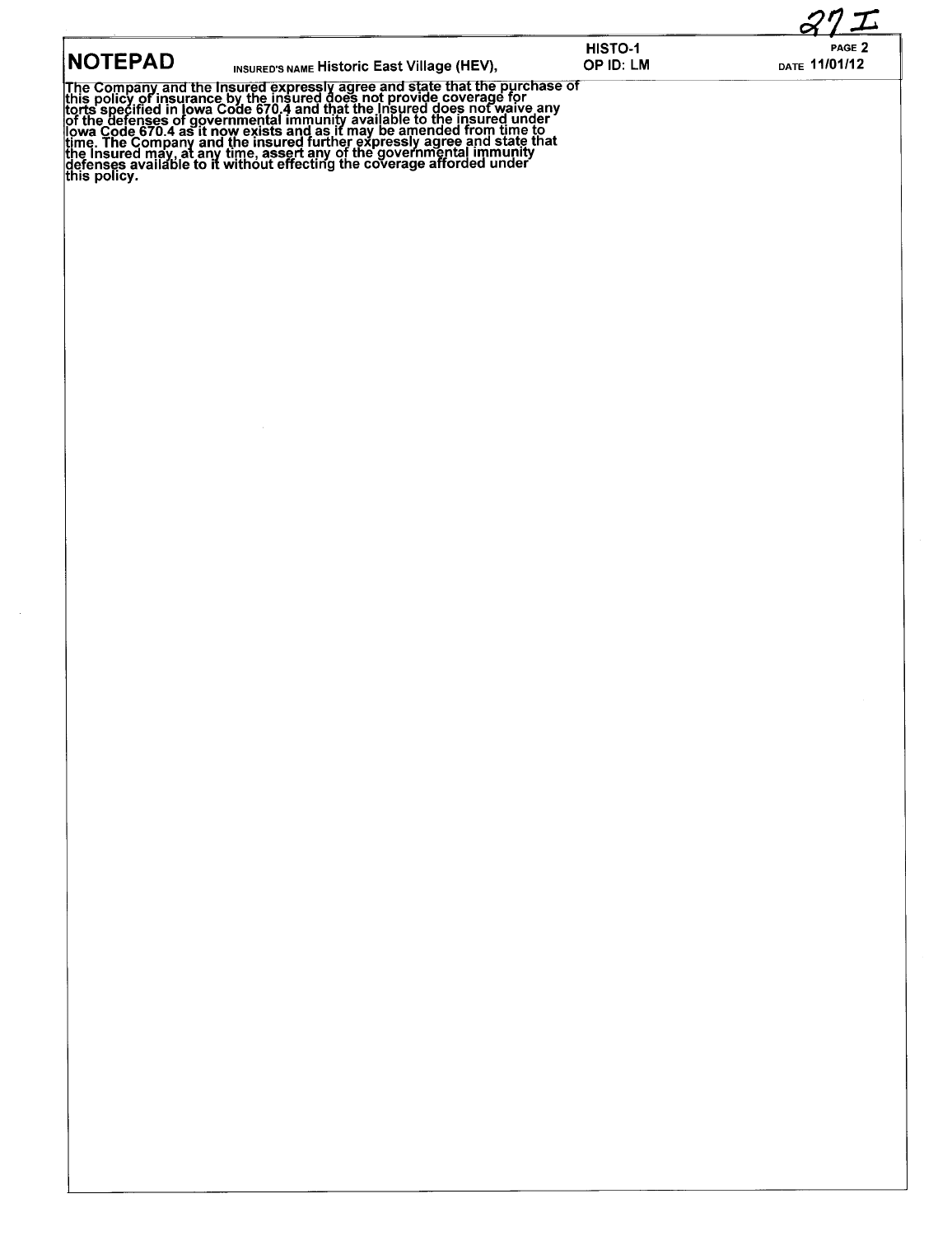27 I

# NOTEPAD

INSURED'S NAME **Historic East Village (HEV),**

**HISTO-1**
**OP ID: LM**

PAGE **2**
DATE **11/01/12**

**The Company and the Insured expressly agree and state that the purchase of this policy of insurance by the insured does not provide coverage for torts specified in Iowa Code 670.4 and that the Insured does not waive any of the defenses of governmental immunity available to the insured under Iowa Code 670.4 as it now exists and as it may be amended from time to time. The Company and the insured further expressly agree and state that the Insured may, at any time, assert any of the governmental immunity defenses available to it without effecting the coverage afforded under this policy.**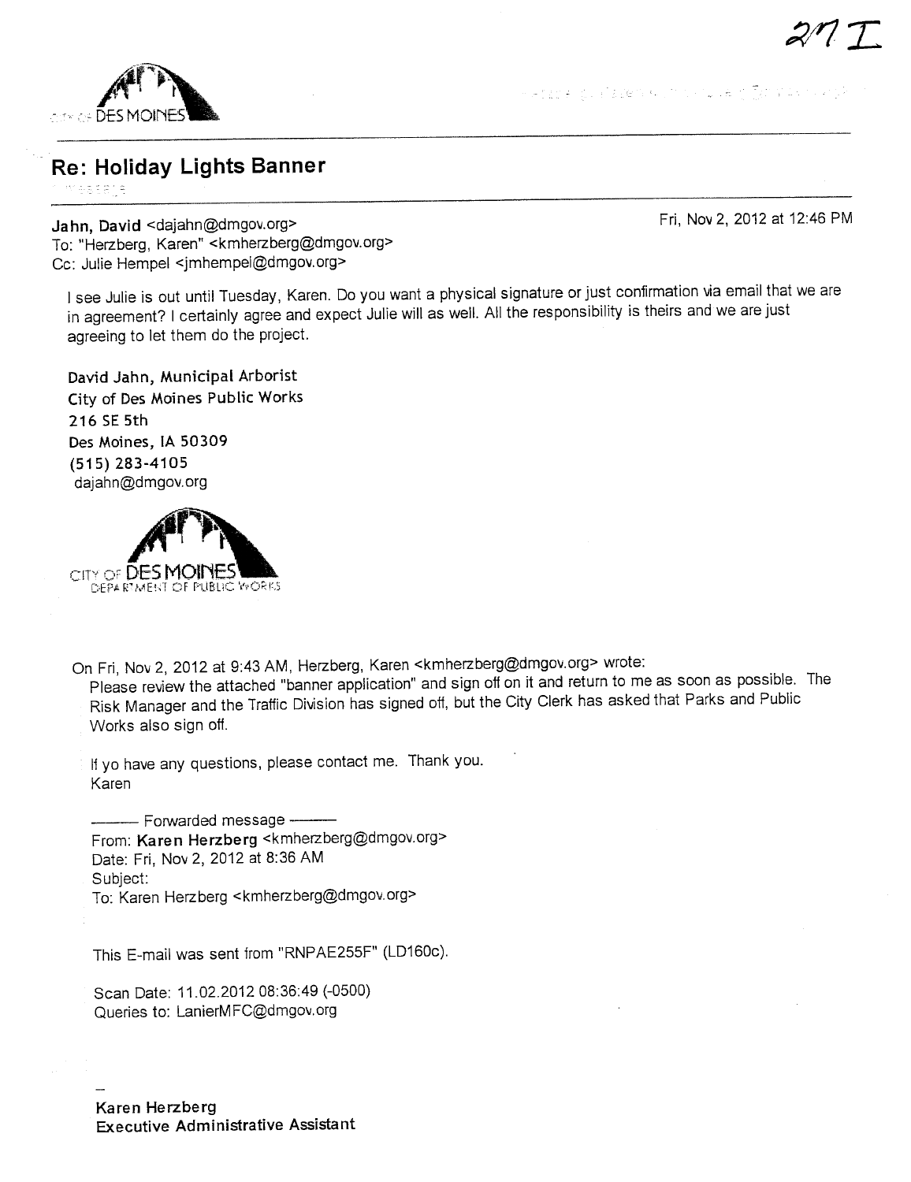27 I

# Re: Holiday Lights Banner

**Jahn, David** <dajahn@dmgov.org> Fri, Nov 2, 2012 at 12:46 PM
To: "Herzberg, Karen" <kmherzberg@dmgov.org>
Cc: Julie Hempel <jmhempel@dmgov.org>

I see Julie is out until Tuesday, Karen. Do you want a physical signature or just confirmation via email that we are in agreement? I certainly agree and expect Julie will as well. All the responsibility is theirs and we are just agreeing to let them do the project.

David Jahn, Municipal Arborist
City of Des Moines Public Works
216 SE 5th
Des Moines, IA 50309
(515) 283-4105
dajahn@dmgov.org

CITY OF DES MOINES
DEPARTMENT OF PUBLIC WORKS

On Fri, Nov 2, 2012 at 9:43 AM, Herzberg, Karen <kmherzberg@dmgov.org> wrote:

Please review the attached "banner application" and sign off on it and return to me as soon as possible. The Risk Manager and the Traffic Division has signed off, but the City Clerk has asked that Parks and Public Works also sign off.

If yo have any questions, please contact me. Thank you.
Karen

---------- Forwarded message ----------
From: **Karen Herzberg** <kmherzberg@dmgov.org>
Date: Fri, Nov 2, 2012 at 8:36 AM
Subject:
To: Karen Herzberg <kmherzberg@dmgov.org>

This E-mail was sent from "RNPAE255F" (LD160c).

Scan Date: 11.02.2012 08:36:49 (-0500)
Queries to: LanierMFC@dmgov.org

--

**Karen Herzberg**
**Executive Administrative Assistant**